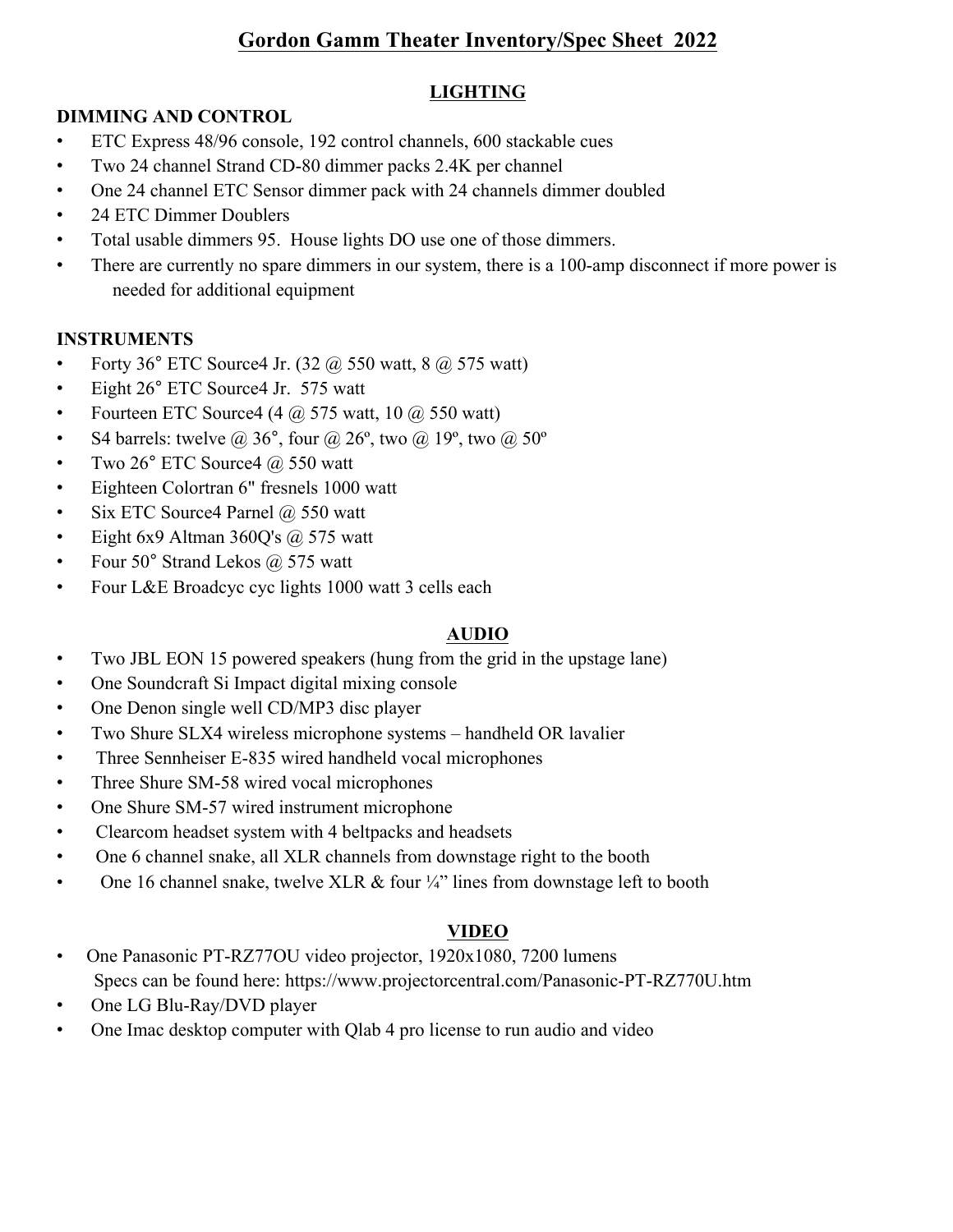# Gordon Gamm Theater Inventory/Spec Sheet 2022

## LIGHTING

### DIMMING AND CONTROL

- ETC Express 48/96 console, 192 control channels, 600 stackable cues
- Two 24 channel Strand CD-80 dimmer packs 2.4K per channel
- One 24 channel ETC Sensor dimmer pack with 24 channels dimmer doubled
- 24 ETC Dimmer Doublers
- Total usable dimmers 95. House lights DO use one of those dimmers.
- There are currently no spare dimmers in our system, there is a 100-amp disconnect if more power is needed for additional equipment

### INSTRUMENTS

- Forty 36° ETC Source4 Jr. (32 @ 550 watt, 8 @ 575 watt)
- Eight 26° ETC Source4 Jr. 575 watt
- Fourteen ETC Source4 (4 @ 575 watt, 10 @ 550 watt)
- S4 barrels: twelve @ 36°, four @ 26º, two @ 19º, two @ 50º
- Two 26° ETC Source4 @ 550 watt
- Eighteen Colortran 6" fresnels 1000 watt
- Six ETC Source4 Parnel @ 550 watt
- Eight 6x9 Altman 360Q's @ 575 watt
- Four 50° Strand Lekos @ 575 watt
- Four L&E Broadcyc cyc lights 1000 watt 3 cells each

## AUDIO

- Two JBL EON 15 powered speakers (hung from the grid in the upstage lane)
- One Soundcraft Si Impact digital mixing console
- One Denon single well CD/MP3 disc player
- Two Shure SLX4 wireless microphone systems – handheld OR lavalier
- Three Sennheiser E-835 wired handheld vocal microphones
- Three Shure SM-58 wired vocal microphones
- One Shure SM-57 wired instrument microphone
- Clearcom headset system with 4 beltpacks and headsets
- One 6 channel snake, all XLR channels from downstage right to the booth
- One 16 channel snake, twelve XLR & four ¼" lines from downstage left to booth

## VIDEO

- One Panasonic PT-RZ77OU video projector, 1920x1080, 7200 lumens
  Specs can be found here: https://www.projectorcentral.com/Panasonic-PT-RZ770U.htm
- One LG Blu-Ray/DVD player
- One Imac desktop computer with Qlab 4 pro license to run audio and video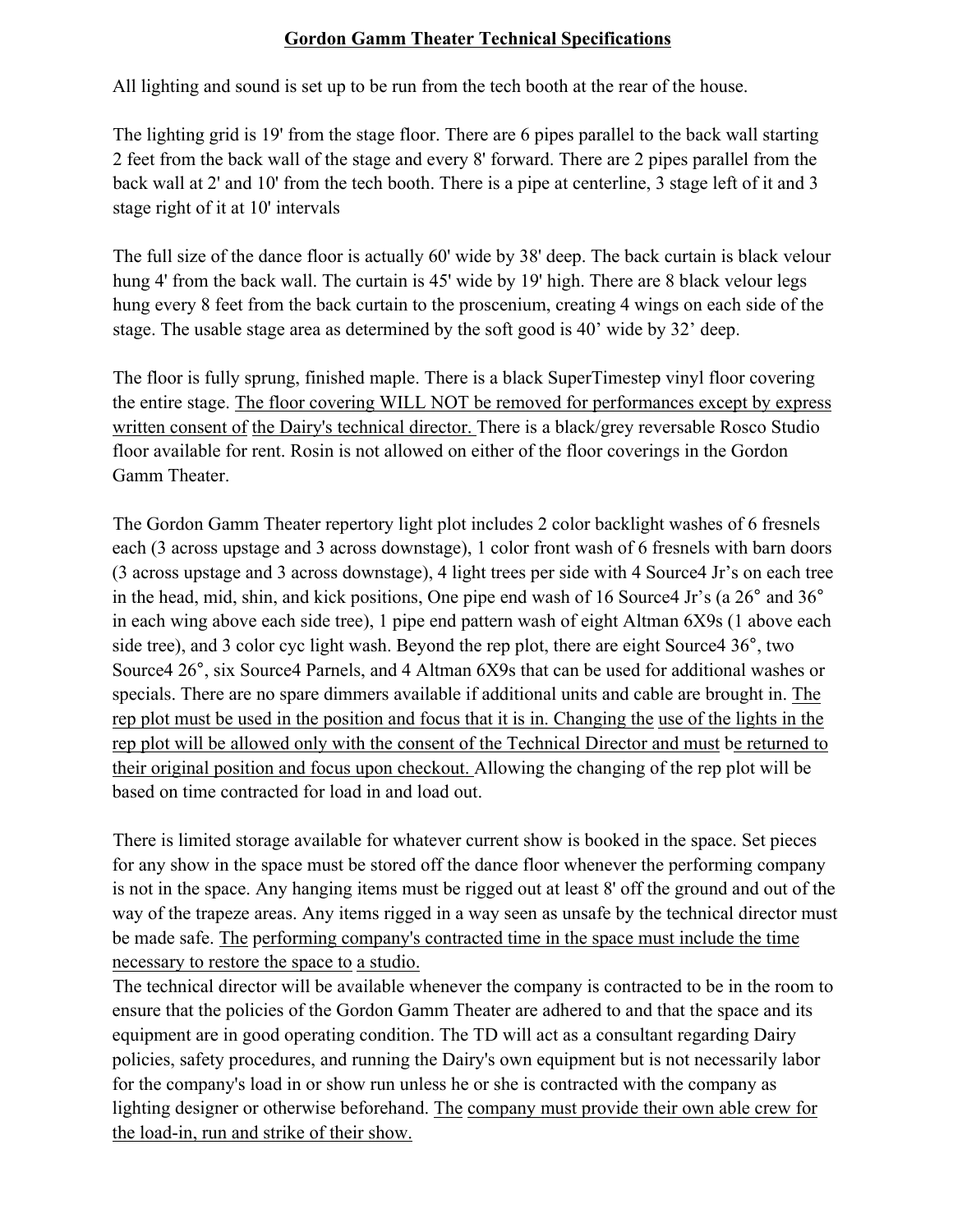# Gordon Gamm Theater Technical Specifications

All lighting and sound is set up to be run from the tech booth at the rear of the house.

The lighting grid is 19' from the stage floor. There are 6 pipes parallel to the back wall starting 2 feet from the back wall of the stage and every 8' forward. There are 2 pipes parallel from the back wall at 2' and 10' from the tech booth. There is a pipe at centerline, 3 stage left of it and 3 stage right of it at 10' intervals

The full size of the dance floor is actually 60' wide by 38' deep. The back curtain is black velour hung 4' from the back wall. The curtain is 45' wide by 19' high. There are 8 black velour legs hung every 8 feet from the back curtain to the proscenium, creating 4 wings on each side of the stage. The usable stage area as determined by the soft good is 40' wide by 32' deep.

The floor is fully sprung, finished maple. There is a black SuperTimestep vinyl floor covering the entire stage. <u>The floor covering WILL NOT be removed for performances except by express written consent of the Dairy's technical director.</u> There is a black/grey reversable Rosco Studio floor available for rent. Rosin is not allowed on either of the floor coverings in the Gordon Gamm Theater.

The Gordon Gamm Theater repertory light plot includes 2 color backlight washes of 6 fresnels each (3 across upstage and 3 across downstage), 1 color front wash of 6 fresnels with barn doors (3 across upstage and 3 across downstage), 4 light trees per side with 4 Source4 Jr's on each tree in the head, mid, shin, and kick positions, One pipe end wash of 16 Source4 Jr's (a 26° and 36° in each wing above each side tree), 1 pipe end pattern wash of eight Altman 6X9s (1 above each side tree), and 3 color cyc light wash. Beyond the rep plot, there are eight Source4 36°, two Source4 26°, six Source4 Parnels, and 4 Altman 6X9s that can be used for additional washes or specials. There are no spare dimmers available if additional units and cable are brought in. <u>The rep plot must be used in the position and focus that it is in. Changing the use of the lights in the rep plot will be allowed only with the consent of the Technical Director and must be returned to their original position and focus upon checkout.</u> Allowing the changing of the rep plot will be based on time contracted for load in and load out.

There is limited storage available for whatever current show is booked in the space. Set pieces for any show in the space must be stored off the dance floor whenever the performing company is not in the space. Any hanging items must be rigged out at least 8' off the ground and out of the way of the trapeze areas. Any items rigged in a way seen as unsafe by the technical director must be made safe. <u>The performing company's contracted time in the space must include the time necessary to restore the space to a studio.</u>
The technical director will be available whenever the company is contracted to be in the room to ensure that the policies of the Gordon Gamm Theater are adhered to and that the space and its equipment are in good operating condition. The TD will act as a consultant regarding Dairy policies, safety procedures, and running the Dairy's own equipment but is not necessarily labor for the company's load in or show run unless he or she is contracted with the company as lighting designer or otherwise beforehand. <u>The company must provide their own able crew for the load-in, run and strike of their show.</u>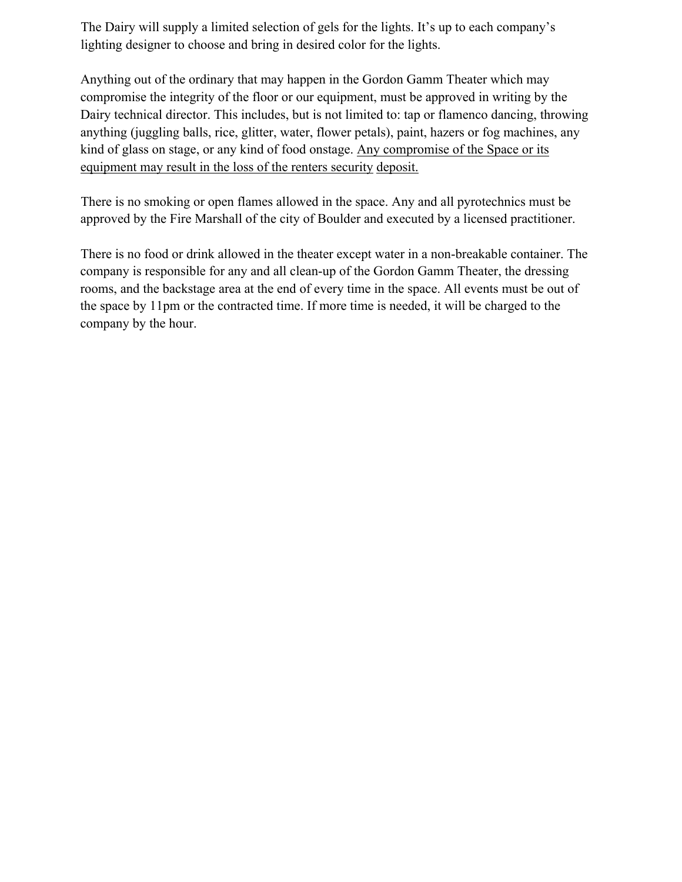The Dairy will supply a limited selection of gels for the lights. It's up to each company's lighting designer to choose and bring in desired color for the lights.

Anything out of the ordinary that may happen in the Gordon Gamm Theater which may compromise the integrity of the floor or our equipment, must be approved in writing by the Dairy technical director. This includes, but is not limited to: tap or flamenco dancing, throwing anything (juggling balls, rice, glitter, water, flower petals), paint, hazers or fog machines, any kind of glass on stage, or any kind of food onstage. <u>Any compromise of the Space or its equipment may result in the loss of the renters security deposit.</u>

There is no smoking or open flames allowed in the space. Any and all pyrotechnics must be approved by the Fire Marshall of the city of Boulder and executed by a licensed practitioner.

There is no food or drink allowed in the theater except water in a non-breakable container. The company is responsible for any and all clean-up of the Gordon Gamm Theater, the dressing rooms, and the backstage area at the end of every time in the space. All events must be out of the space by 11pm or the contracted time. If more time is needed, it will be charged to the company by the hour.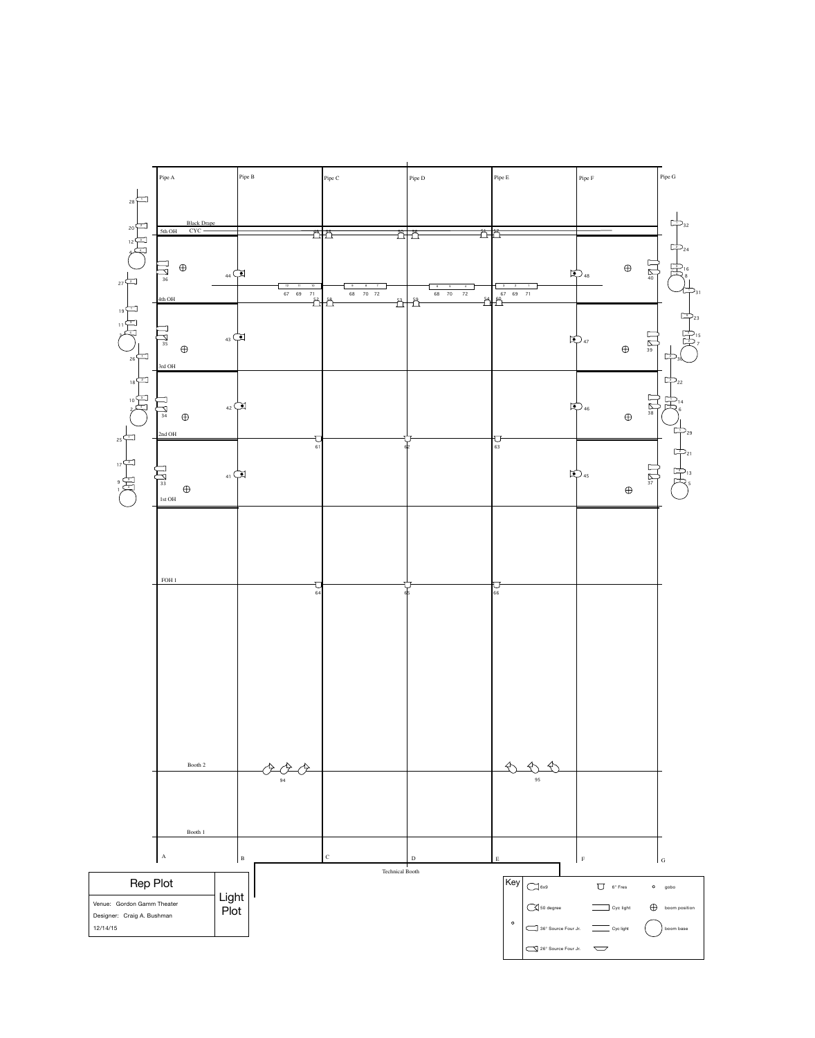Pipe A

Pipe B

Pipe C

Pipe D

Pipe E

Pipe F

Pipe G

Black Drape

5th OH CYC

4th OH

3rd OH

2nd OH

1st OH

FOH 1

Booth 2

Booth 1

A B C D E F G

Technical Booth

| Rep Plot | Light Plot |
|---|---|
| Venue: Gordon Gamm Theater | |
| Designer: Craig A. Bushman | |
| 12/14/15 | |

**Key**

- 6x9
- 50 degree
- 36° Source Four Jr.
- 26° Source Four Jr.
- 6" Fres
- Cyc light
- Cyc light
- gobo
- boom position
- boom base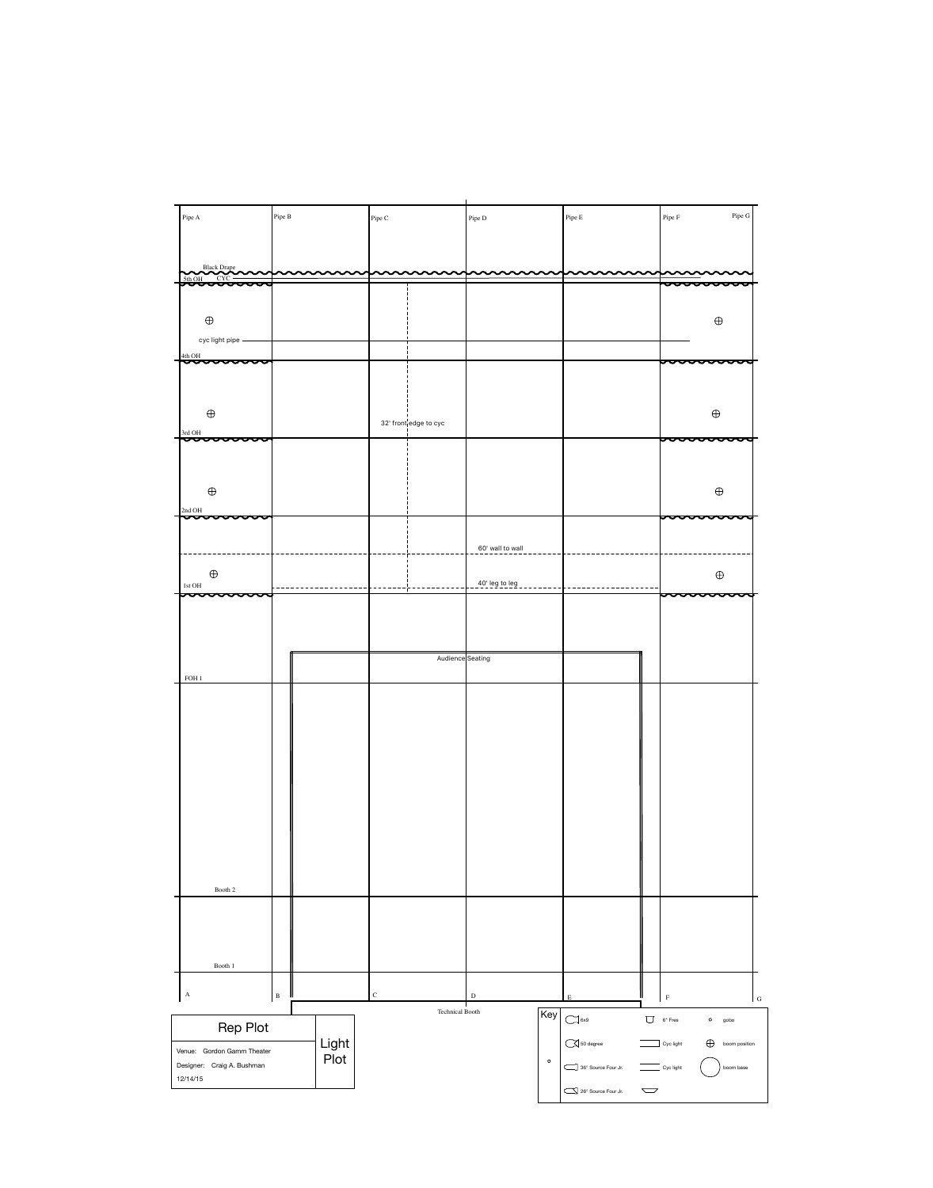Pipe A | Pipe B | Pipe C | Pipe D | Pipe E | Pipe F | Pipe G

Black Drape

5th OH CYC

cyc light pipe

4th OH

32' front edge to cyc

3rd OH

2nd OH

60' wall to wall

40' leg to leg

1st OH

Audience Seating

FOH 1

Booth 2

Booth 1

A | B | C | D | E | F | G

Technical Booth

| Rep Plot | Light Plot |
| --- | --- |
| Venue: Gordon Gamm Theater | |
| Designer: Craig A. Bushman | |
| 12/14/15 | |

**Key**

| | | |
| --- | --- | --- |
| 6x9 | 6" Fres | gobo |
| 50 degree | Cyc light | boom position |
| 36° Source Four Jr. | Cyc light | boom base |
| 26° Source Four Jr. | | |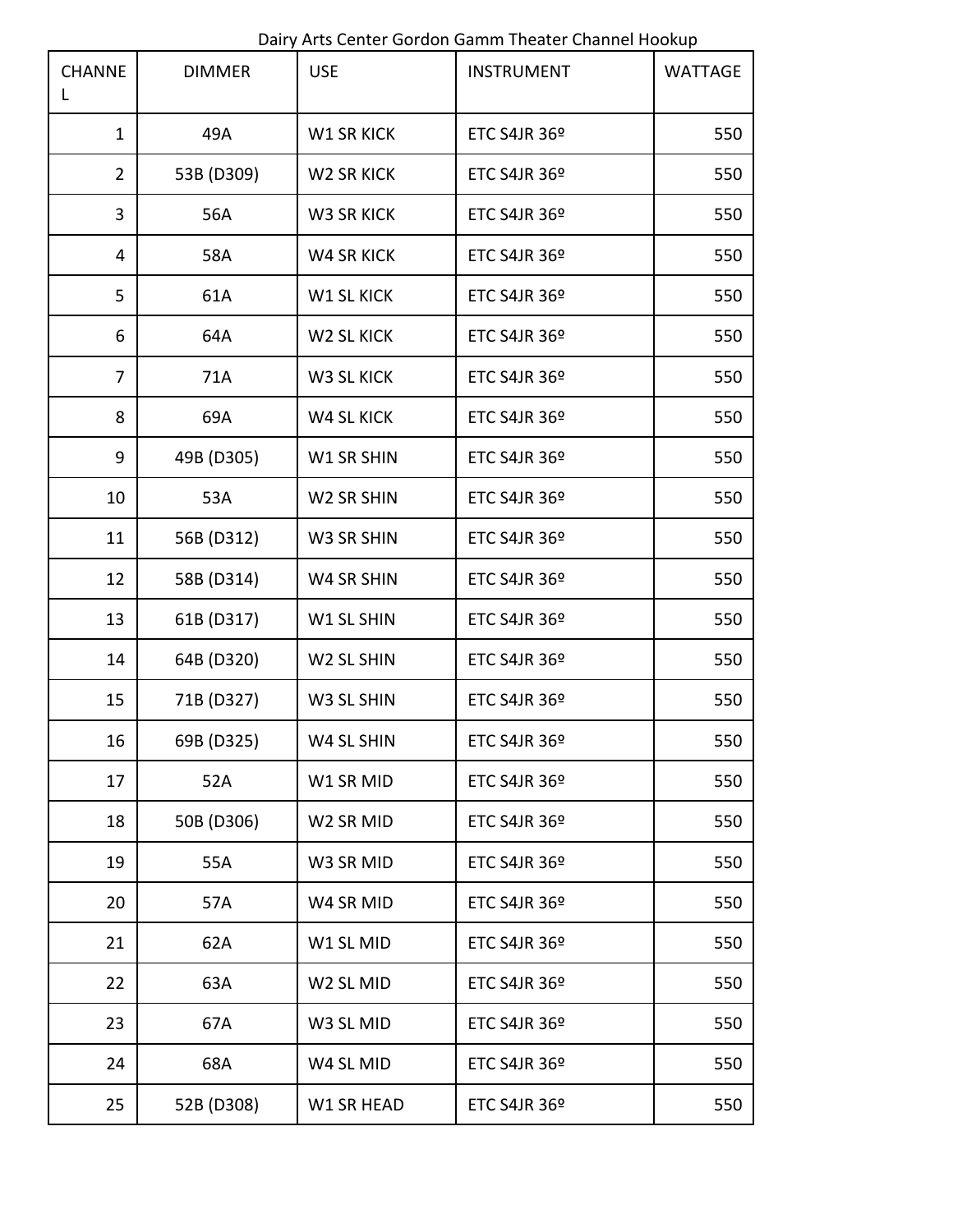Dairy Arts Center Gordon Gamm Theater Channel Hookup

| CHANNEL | DIMMER | USE | INSTRUMENT | WATTAGE |
|---|---|---|---|---|
| 1 | 49A | W1 SR KICK | ETC S4JR 36º | 550 |
| 2 | 53B (D309) | W2 SR KICK | ETC S4JR 36º | 550 |
| 3 | 56A | W3 SR KICK | ETC S4JR 36º | 550 |
| 4 | 58A | W4 SR KICK | ETC S4JR 36º | 550 |
| 5 | 61A | W1 SL KICK | ETC S4JR 36º | 550 |
| 6 | 64A | W2 SL KICK | ETC S4JR 36º | 550 |
| 7 | 71A | W3 SL KICK | ETC S4JR 36º | 550 |
| 8 | 69A | W4 SL KICK | ETC S4JR 36º | 550 |
| 9 | 49B (D305) | W1 SR SHIN | ETC S4JR 36º | 550 |
| 10 | 53A | W2 SR SHIN | ETC S4JR 36º | 550 |
| 11 | 56B (D312) | W3 SR SHIN | ETC S4JR 36º | 550 |
| 12 | 58B (D314) | W4 SR SHIN | ETC S4JR 36º | 550 |
| 13 | 61B (D317) | W1 SL SHIN | ETC S4JR 36º | 550 |
| 14 | 64B (D320) | W2 SL SHIN | ETC S4JR 36º | 550 |
| 15 | 71B (D327) | W3 SL SHIN | ETC S4JR 36º | 550 |
| 16 | 69B (D325) | W4 SL SHIN | ETC S4JR 36º | 550 |
| 17 | 52A | W1 SR MID | ETC S4JR 36º | 550 |
| 18 | 50B (D306) | W2 SR MID | ETC S4JR 36º | 550 |
| 19 | 55A | W3 SR MID | ETC S4JR 36º | 550 |
| 20 | 57A | W4 SR MID | ETC S4JR 36º | 550 |
| 21 | 62A | W1 SL MID | ETC S4JR 36º | 550 |
| 22 | 63A | W2 SL MID | ETC S4JR 36º | 550 |
| 23 | 67A | W3 SL MID | ETC S4JR 36º | 550 |
| 24 | 68A | W4 SL MID | ETC S4JR 36º | 550 |
| 25 | 52B (D308) | W1 SR HEAD | ETC S4JR 36º | 550 |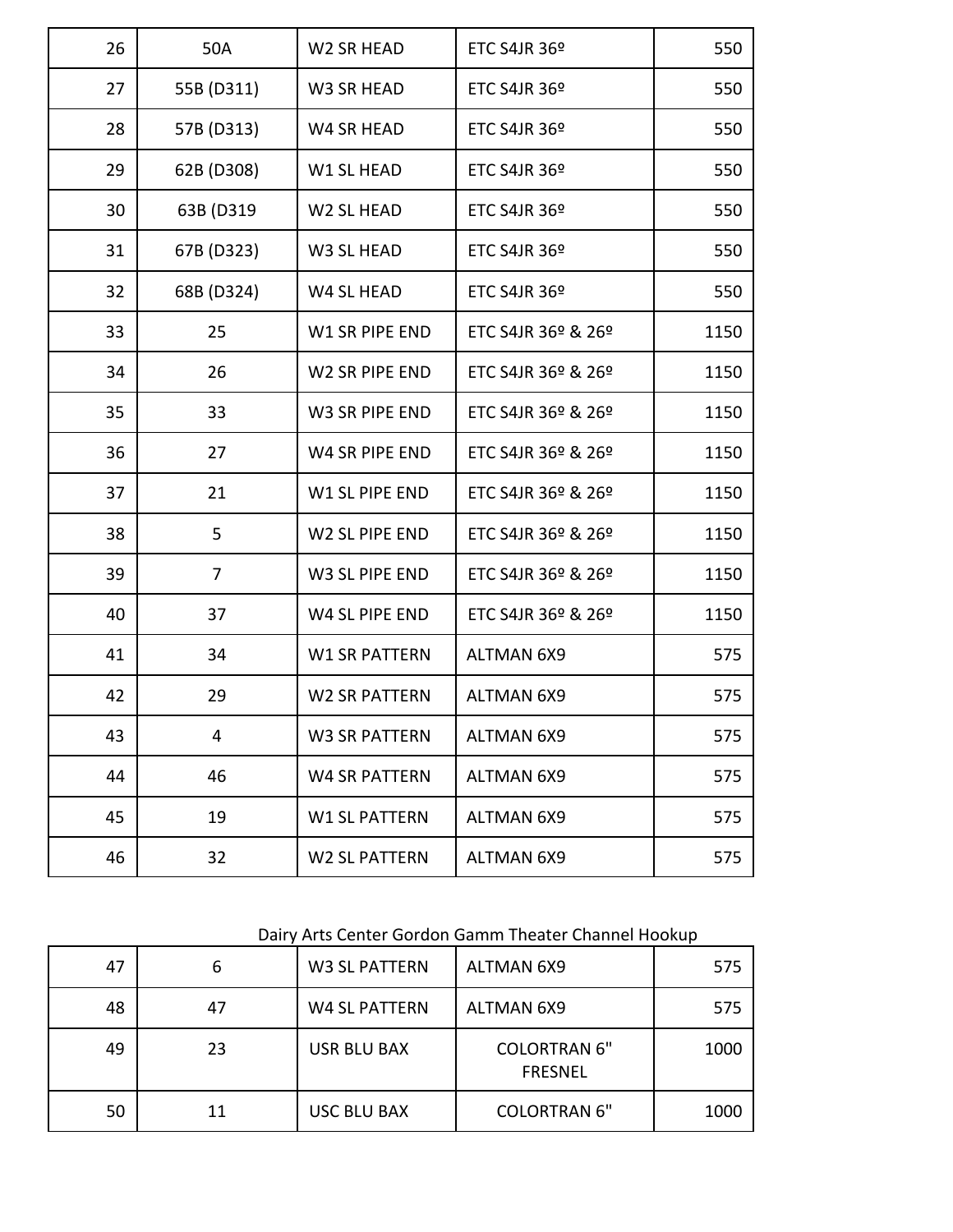| 26 | 50A | W2 SR HEAD | ETC S4JR 36º | 550 |
|---|---|---|---|---|
| 27 | 55B (D311) | W3 SR HEAD | ETC S4JR 36º | 550 |
| 28 | 57B (D313) | W4 SR HEAD | ETC S4JR 36º | 550 |
| 29 | 62B (D308) | W1 SL HEAD | ETC S4JR 36º | 550 |
| 30 | 63B (D319 | W2 SL HEAD | ETC S4JR 36º | 550 |
| 31 | 67B (D323) | W3 SL HEAD | ETC S4JR 36º | 550 |
| 32 | 68B (D324) | W4 SL HEAD | ETC S4JR 36º | 550 |
| 33 | 25 | W1 SR PIPE END | ETC S4JR 36º & 26º | 1150 |
| 34 | 26 | W2 SR PIPE END | ETC S4JR 36º & 26º | 1150 |
| 35 | 33 | W3 SR PIPE END | ETC S4JR 36º & 26º | 1150 |
| 36 | 27 | W4 SR PIPE END | ETC S4JR 36º & 26º | 1150 |
| 37 | 21 | W1 SL PIPE END | ETC S4JR 36º & 26º | 1150 |
| 38 | 5 | W2 SL PIPE END | ETC S4JR 36º & 26º | 1150 |
| 39 | 7 | W3 SL PIPE END | ETC S4JR 36º & 26º | 1150 |
| 40 | 37 | W4 SL PIPE END | ETC S4JR 36º & 26º | 1150 |
| 41 | 34 | W1 SR PATTERN | ALTMAN 6X9 | 575 |
| 42 | 29 | W2 SR PATTERN | ALTMAN 6X9 | 575 |
| 43 | 4 | W3 SR PATTERN | ALTMAN 6X9 | 575 |
| 44 | 46 | W4 SR PATTERN | ALTMAN 6X9 | 575 |
| 45 | 19 | W1 SL PATTERN | ALTMAN 6X9 | 575 |
| 46 | 32 | W2 SL PATTERN | ALTMAN 6X9 | 575 |
| 47 | 6 | W3 SL PATTERN | ALTMAN 6X9 | 575 |
| 48 | 47 | W4 SL PATTERN | ALTMAN 6X9 | 575 |
| 49 | 23 | USR BLU BAX | COLORTRAN 6" FRESNEL | 1000 |
| 50 | 11 | USC BLU BAX | COLORTRAN 6" | 1000 |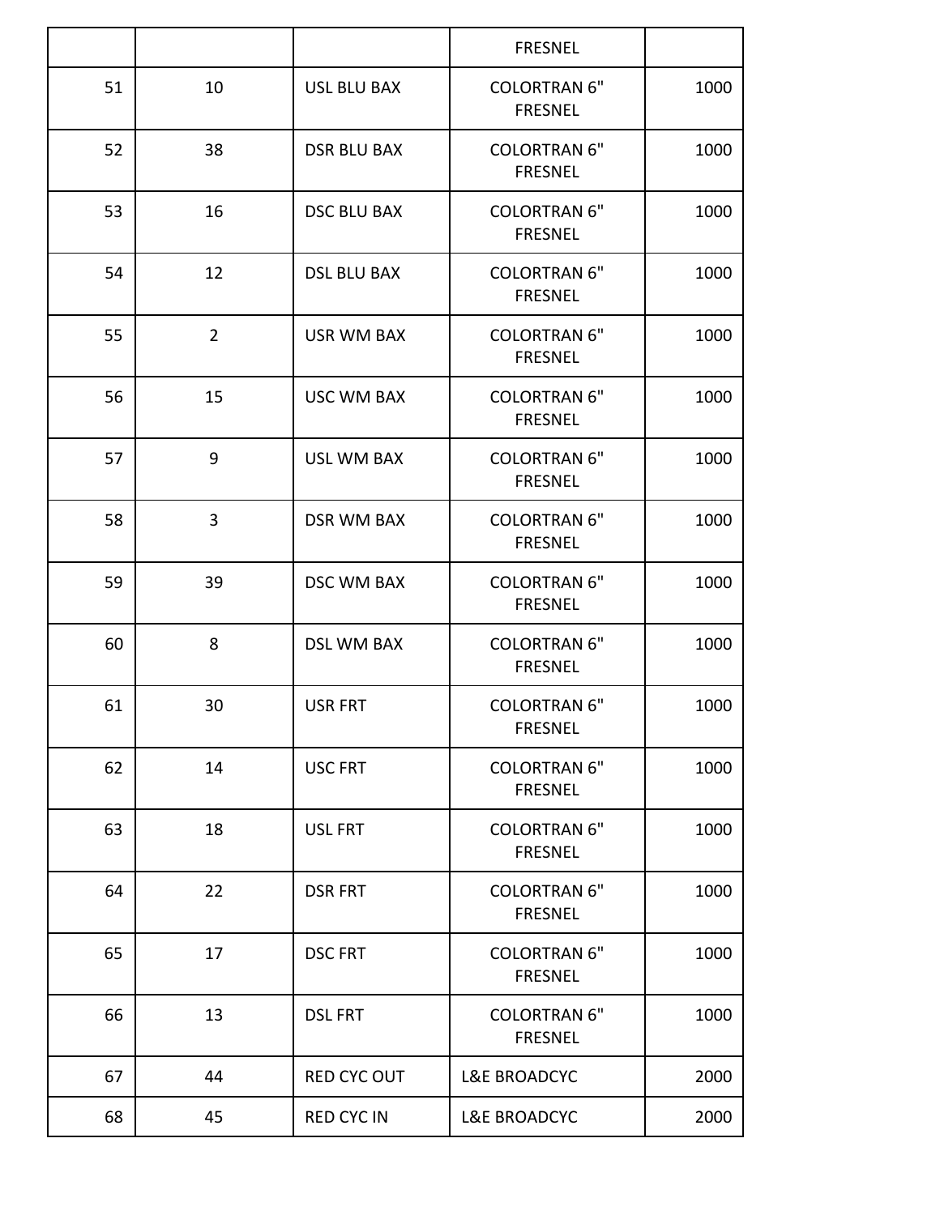| | | | FRESNEL | |
|---|---|---|---|---|
| 51 | 10 | USL BLU BAX | COLORTRAN 6" FRESNEL | 1000 |
| 52 | 38 | DSR BLU BAX | COLORTRAN 6" FRESNEL | 1000 |
| 53 | 16 | DSC BLU BAX | COLORTRAN 6" FRESNEL | 1000 |
| 54 | 12 | DSL BLU BAX | COLORTRAN 6" FRESNEL | 1000 |
| 55 | 2 | USR WM BAX | COLORTRAN 6" FRESNEL | 1000 |
| 56 | 15 | USC WM BAX | COLORTRAN 6" FRESNEL | 1000 |
| 57 | 9 | USL WM BAX | COLORTRAN 6" FRESNEL | 1000 |
| 58 | 3 | DSR WM BAX | COLORTRAN 6" FRESNEL | 1000 |
| 59 | 39 | DSC WM BAX | COLORTRAN 6" FRESNEL | 1000 |
| 60 | 8 | DSL WM BAX | COLORTRAN 6" FRESNEL | 1000 |
| 61 | 30 | USR FRT | COLORTRAN 6" FRESNEL | 1000 |
| 62 | 14 | USC FRT | COLORTRAN 6" FRESNEL | 1000 |
| 63 | 18 | USL FRT | COLORTRAN 6" FRESNEL | 1000 |
| 64 | 22 | DSR FRT | COLORTRAN 6" FRESNEL | 1000 |
| 65 | 17 | DSC FRT | COLORTRAN 6" FRESNEL | 1000 |
| 66 | 13 | DSL FRT | COLORTRAN 6" FRESNEL | 1000 |
| 67 | 44 | RED CYC OUT | L&E BROADCYC | 2000 |
| 68 | 45 | RED CYC IN | L&E BROADCYC | 2000 |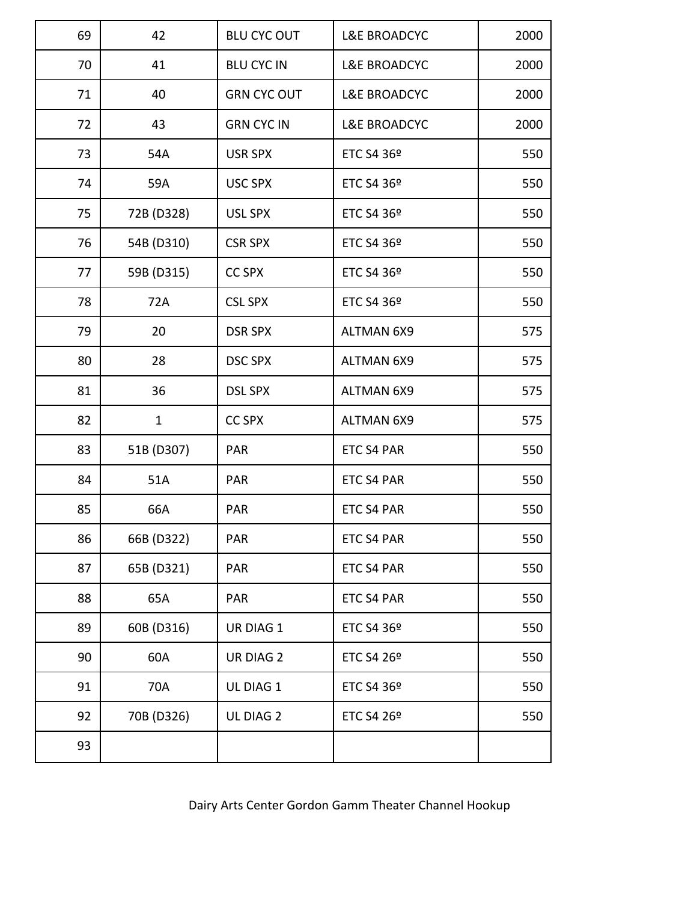| 69 | 42 | BLU CYC OUT | L&E BROADCYC | 2000 |
|---|---|---|---|---|
| 70 | 41 | BLU CYC IN | L&E BROADCYC | 2000 |
| 71 | 40 | GRN CYC OUT | L&E BROADCYC | 2000 |
| 72 | 43 | GRN CYC IN | L&E BROADCYC | 2000 |
| 73 | 54A | USR SPX | ETC S4 36º | 550 |
| 74 | 59A | USC SPX | ETC S4 36º | 550 |
| 75 | 72B (D328) | USL SPX | ETC S4 36º | 550 |
| 76 | 54B (D310) | CSR SPX | ETC S4 36º | 550 |
| 77 | 59B (D315) | CC SPX | ETC S4 36º | 550 |
| 78 | 72A | CSL SPX | ETC S4 36º | 550 |
| 79 | 20 | DSR SPX | ALTMAN 6X9 | 575 |
| 80 | 28 | DSC SPX | ALTMAN 6X9 | 575 |
| 81 | 36 | DSL SPX | ALTMAN 6X9 | 575 |
| 82 | 1 | CC SPX | ALTMAN 6X9 | 575 |
| 83 | 51B (D307) | PAR | ETC S4 PAR | 550 |
| 84 | 51A | PAR | ETC S4 PAR | 550 |
| 85 | 66A | PAR | ETC S4 PAR | 550 |
| 86 | 66B (D322) | PAR | ETC S4 PAR | 550 |
| 87 | 65B (D321) | PAR | ETC S4 PAR | 550 |
| 88 | 65A | PAR | ETC S4 PAR | 550 |
| 89 | 60B (D316) | UR DIAG 1 | ETC S4 36º | 550 |
| 90 | 60A | UR DIAG 2 | ETC S4 26º | 550 |
| 91 | 70A | UL DIAG 1 | ETC S4 36º | 550 |
| 92 | 70B (D326) | UL DIAG 2 | ETC S4 26º | 550 |
| 93 | | | | |

Dairy Arts Center Gordon Gamm Theater Channel Hookup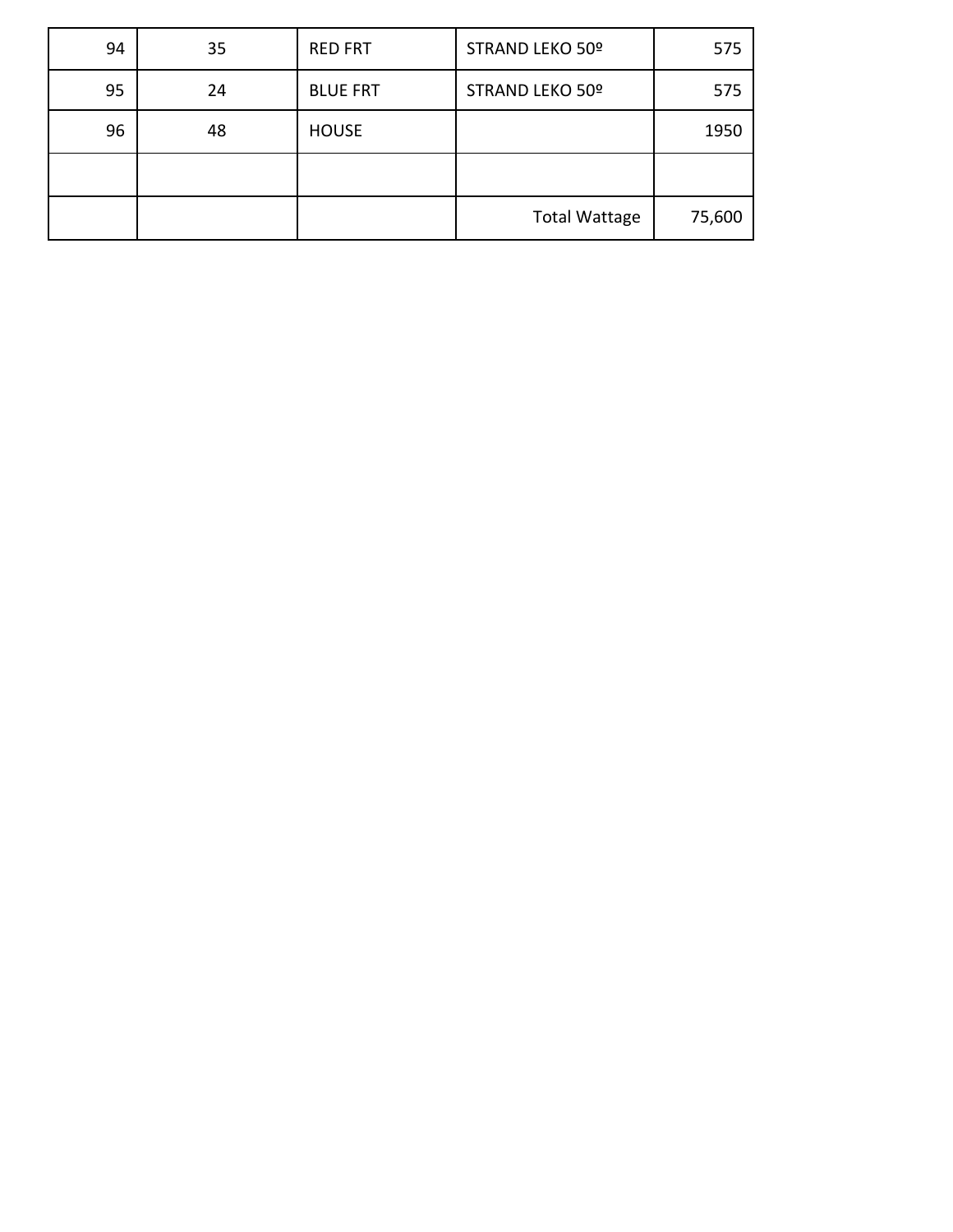| | | | | |
|---|---|---|---|---|
| 94 | 35 | RED FRT | STRAND LEKO 50º | 575 |
| 95 | 24 | BLUE FRT | STRAND LEKO 50º | 575 |
| 96 | 48 | HOUSE | | 1950 |
| | | | | |
| | | | Total Wattage | 75,600 |